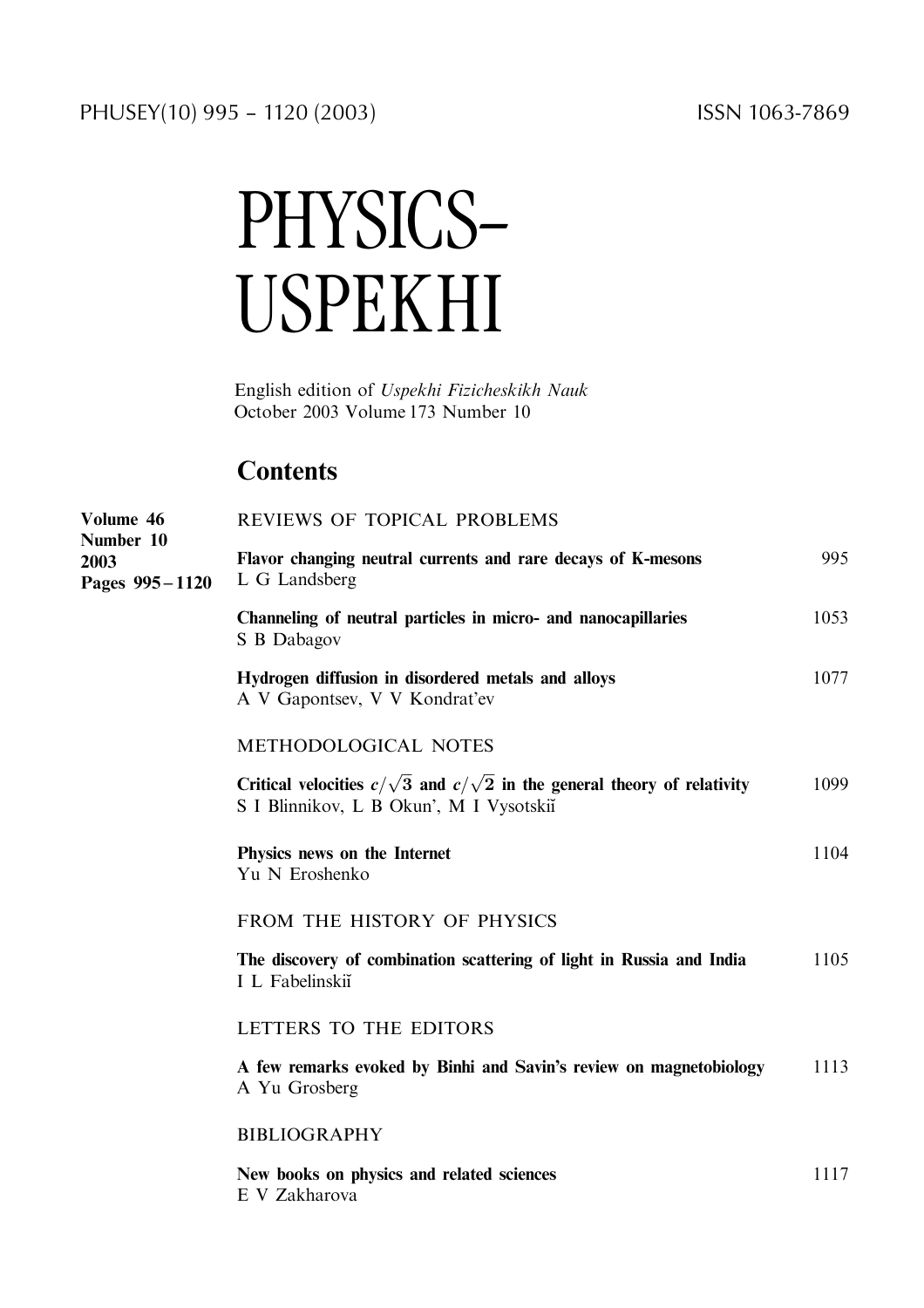# PHYSICS–USPEKHI

English edition of *Uspekhi Fizicheskikh Nauk*
October 2003 Volume 173 Number 10

## Contents

**Volume 46**
**Number 10**
**2003**
**Pages 995 – 1120**

REVIEWS OF TOPICAL PROBLEMS

**Flavor changing neutral currents and rare decays of K-mesons** — 995
L G Landsberg

**Channeling of neutral particles in micro- and nanocapillaries** — 1053
S B Dabagov

**Hydrogen diffusion in disordered metals and alloys** — 1077
A V Gapontsev, V V Kondrat'ev

METHODOLOGICAL NOTES

**Critical velocities $c/\sqrt{3}$ and $c/\sqrt{2}$ in the general theory of relativity** — 1099
S I Blinnikov, L B Okun', M I Vysotskiĭ

**Physics news on the Internet** — 1104
Yu N Eroshenko

FROM THE HISTORY OF PHYSICS

**The discovery of combination scattering of light in Russia and India** — 1105
I L Fabelinskiĭ

LETTERS TO THE EDITORS

**A few remarks evoked by Binhi and Savin's review on magnetobiology** — 1113
A Yu Grosberg

BIBLIOGRAPHY

**New books on physics and related sciences** — 1117
E V Zakharova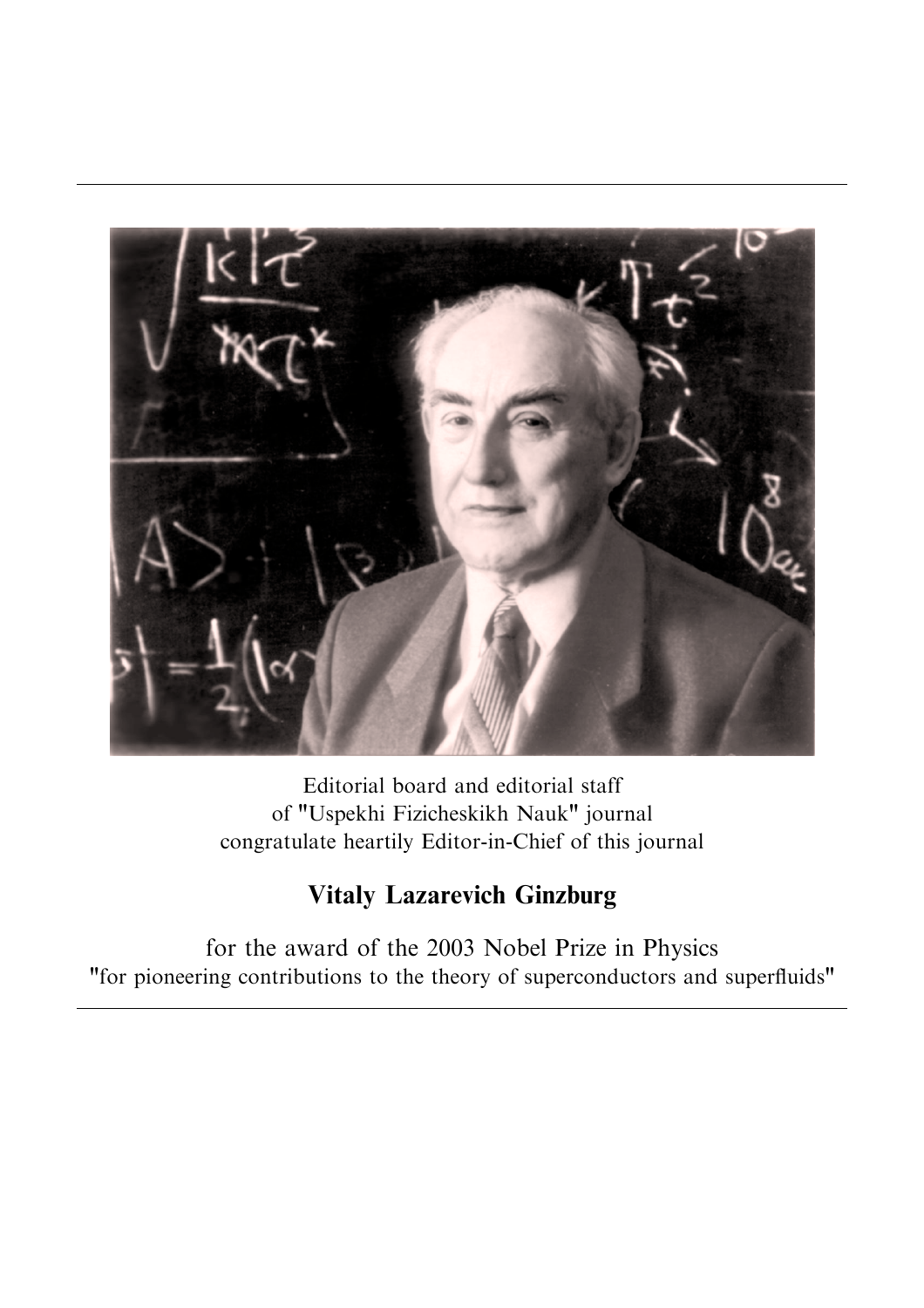Editorial board and editorial staff
of "Uspekhi Fizicheskikh Nauk" journal
congratulate heartily Editor-in-Chief of this journal

## Vitaly Lazarevich Ginzburg

for the award of the 2003 Nobel Prize in Physics
"for pioneering contributions to the theory of superconductors and superfluids"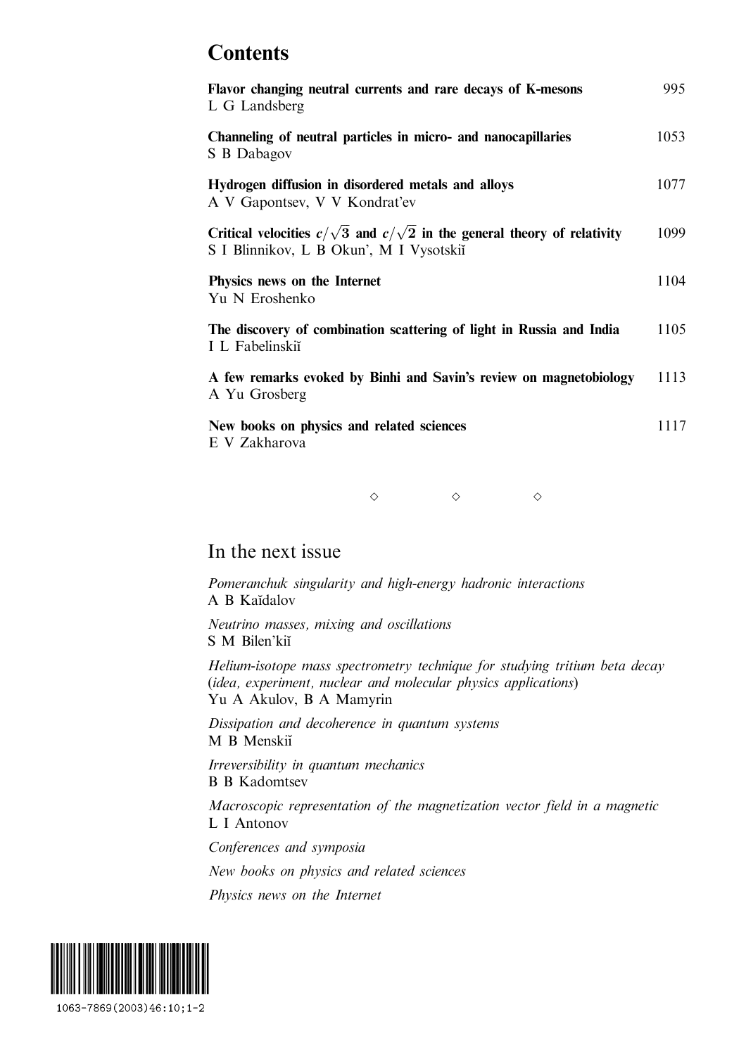# Contents

| | |
|---|---|
| **Flavor changing neutral currents and rare decays of K-mesons**<br>L G Landsberg | 995 |
| **Channeling of neutral particles in micro- and nanocapillaries**<br>S B Dabagov | 1053 |
| **Hydrogen diffusion in disordered metals and alloys**<br>A V Gapontsev, V V Kondrat'ev | 1077 |
| **Critical velocities $c/\sqrt{3}$ and $c/\sqrt{2}$ in the general theory of relativity**<br>S I Blinnikov, L B Okun', M I Vysotskiĭ | 1099 |
| **Physics news on the Internet**<br>Yu N Eroshenko | 1104 |
| **The discovery of combination scattering of light in Russia and India**<br>I L Fabelinskiĭ | 1105 |
| **A few remarks evoked by Binhi and Savin's review on magnetobiology**<br>A Yu Grosberg | 1113 |
| **New books on physics and related sciences**<br>E V Zakharova | 1117 |

◇ ◇ ◇

## In the next issue

*Pomeranchuk singularity and high-energy hadronic interactions*
A B Kaĭdalov

*Neutrino masses, mixing and oscillations*
S M Bilen'kiĭ

*Helium-isotope mass spectrometry technique for studying tritium beta decay (idea, experiment, nuclear and molecular physics applications)*
Yu A Akulov, B A Mamyrin

*Dissipation and decoherence in quantum systems*
M B Menskiĭ

*Irreversibility in quantum mechanics*
B B Kadomtsev

*Macroscopic representation of the magnetization vector field in a magnetic*
L I Antonov

*Conferences and symposia*

*New books on physics and related sciences*

*Physics news on the Internet*

1063-7869(2003)46:10;1-2